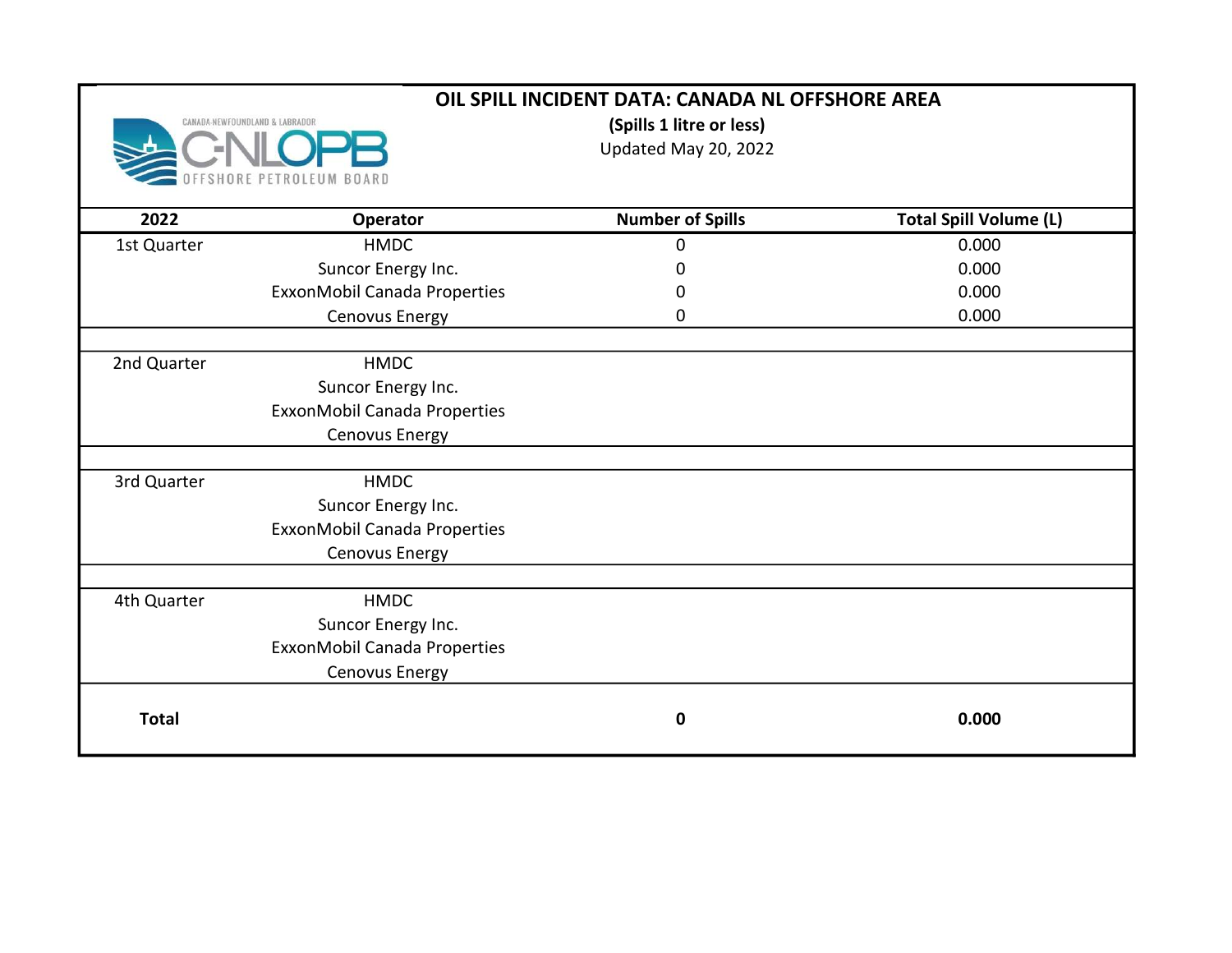# OIL SPILL INCIDENT DATA: CANADA NL OFFSHORE AREA

**(Spills 1 litre or less)**

Updated May 20, 2022

| 2022 | Operator | Number of Spills | Total Spill Volume (L) |
|---|---|---|---|
| 1st Quarter | HMDC | 0 | 0.000 |
| | Suncor Energy Inc. | 0 | 0.000 |
| | ExxonMobil Canada Properties | 0 | 0.000 |
| | Cenovus Energy | 0 | 0.000 |
| 2nd Quarter | HMDC | | |
| | Suncor Energy Inc. | | |
| | ExxonMobil Canada Properties | | |
| | Cenovus Energy | | |
| 3rd Quarter | HMDC | | |
| | Suncor Energy Inc. | | |
| | ExxonMobil Canada Properties | | |
| | Cenovus Energy | | |
| 4th Quarter | HMDC | | |
| | Suncor Energy Inc. | | |
| | ExxonMobil Canada Properties | | |
| | Cenovus Energy | | |
| **Total** | | **0** | **0.000** |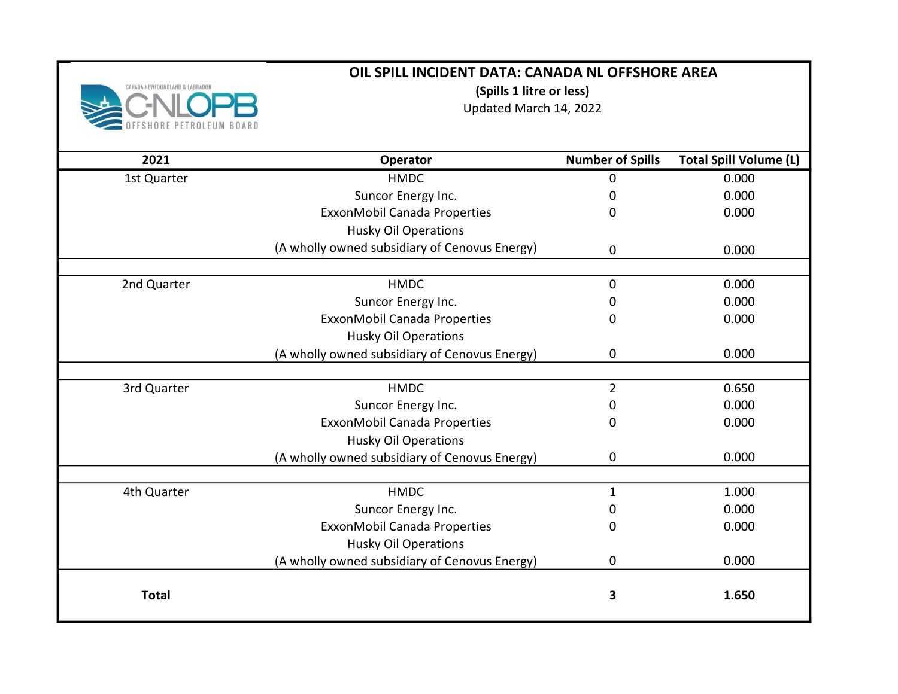# OIL SPILL INCIDENT DATA: CANADA NL OFFSHORE AREA

**(Spills 1 litre or less)**

Updated March 14, 2022

| 2021 | Operator | Number of Spills | Total Spill Volume (L) |
|---|---|---|---|
| 1st Quarter | HMDC | 0 | 0.000 |
| | Suncor Energy Inc. | 0 | 0.000 |
| | ExxonMobil Canada Properties | 0 | 0.000 |
| | Husky Oil Operations (A wholly owned subsidiary of Cenovus Energy) | 0 | 0.000 |
| 2nd Quarter | HMDC | 0 | 0.000 |
| | Suncor Energy Inc. | 0 | 0.000 |
| | ExxonMobil Canada Properties | 0 | 0.000 |
| | Husky Oil Operations (A wholly owned subsidiary of Cenovus Energy) | 0 | 0.000 |
| 3rd Quarter | HMDC | 2 | 0.650 |
| | Suncor Energy Inc. | 0 | 0.000 |
| | ExxonMobil Canada Properties | 0 | 0.000 |
| | Husky Oil Operations (A wholly owned subsidiary of Cenovus Energy) | 0 | 0.000 |
| 4th Quarter | HMDC | 1 | 1.000 |
| | Suncor Energy Inc. | 0 | 0.000 |
| | ExxonMobil Canada Properties | 0 | 0.000 |
| | Husky Oil Operations (A wholly owned subsidiary of Cenovus Energy) | 0 | 0.000 |
| **Total** | | **3** | **1.650** |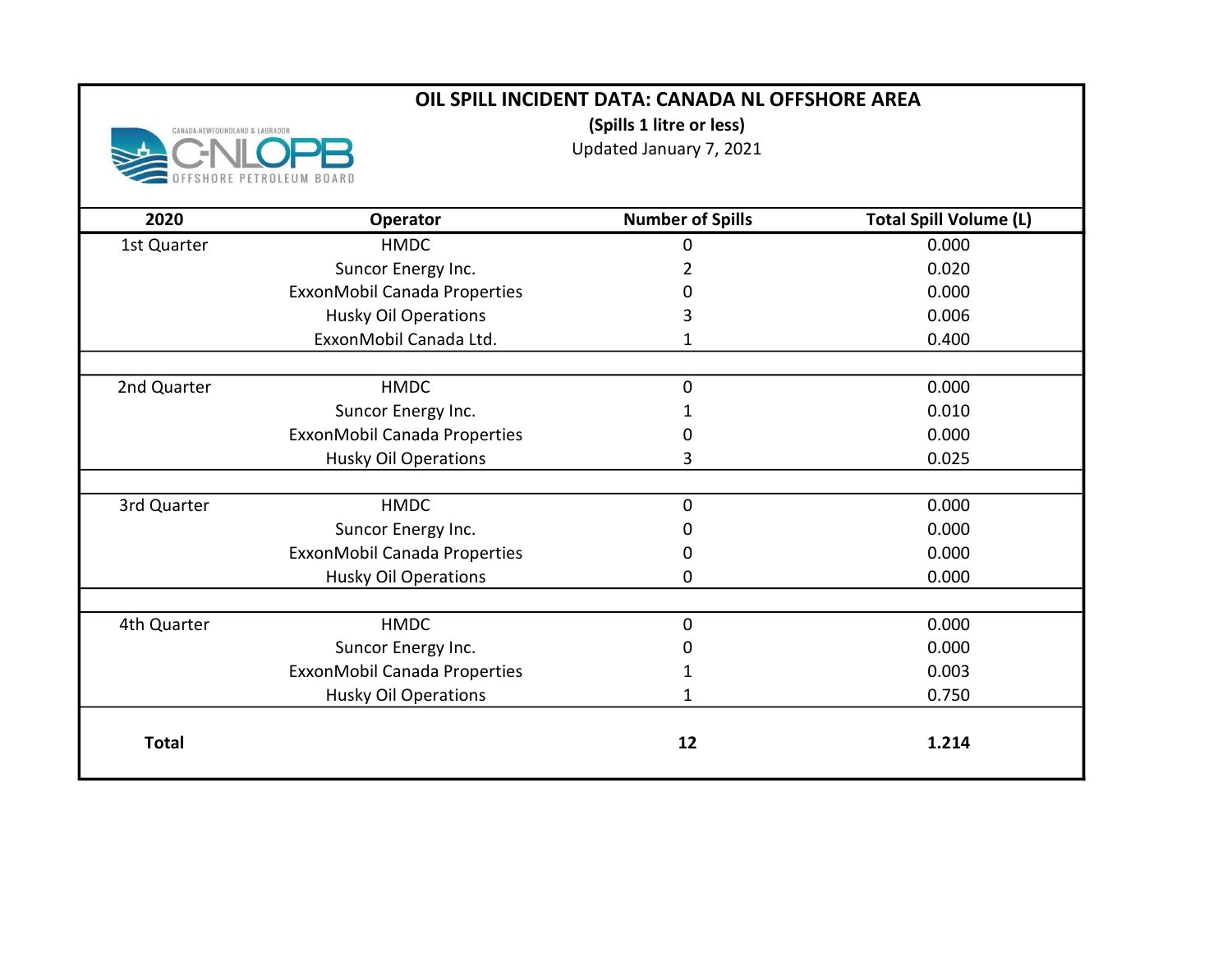# OIL SPILL INCIDENT DATA: CANADA NL OFFSHORE AREA

**(Spills 1 litre or less)**

Updated January 7, 2021

| 2020 | Operator | Number of Spills | Total Spill Volume (L) |
| --- | --- | --- | --- |
| 1st Quarter | HMDC | 0 | 0.000 |
| | Suncor Energy Inc. | 2 | 0.020 |
| | ExxonMobil Canada Properties | 0 | 0.000 |
| | Husky Oil Operations | 3 | 0.006 |
| | ExxonMobil Canada Ltd. | 1 | 0.400 |
| 2nd Quarter | HMDC | 0 | 0.000 |
| | Suncor Energy Inc. | 1 | 0.010 |
| | ExxonMobil Canada Properties | 0 | 0.000 |
| | Husky Oil Operations | 3 | 0.025 |
| 3rd Quarter | HMDC | 0 | 0.000 |
| | Suncor Energy Inc. | 0 | 0.000 |
| | ExxonMobil Canada Properties | 0 | 0.000 |
| | Husky Oil Operations | 0 | 0.000 |
| 4th Quarter | HMDC | 0 | 0.000 |
| | Suncor Energy Inc. | 0 | 0.000 |
| | ExxonMobil Canada Properties | 1 | 0.003 |
| | Husky Oil Operations | 1 | 0.750 |
| **Total** | | **12** | **1.214** |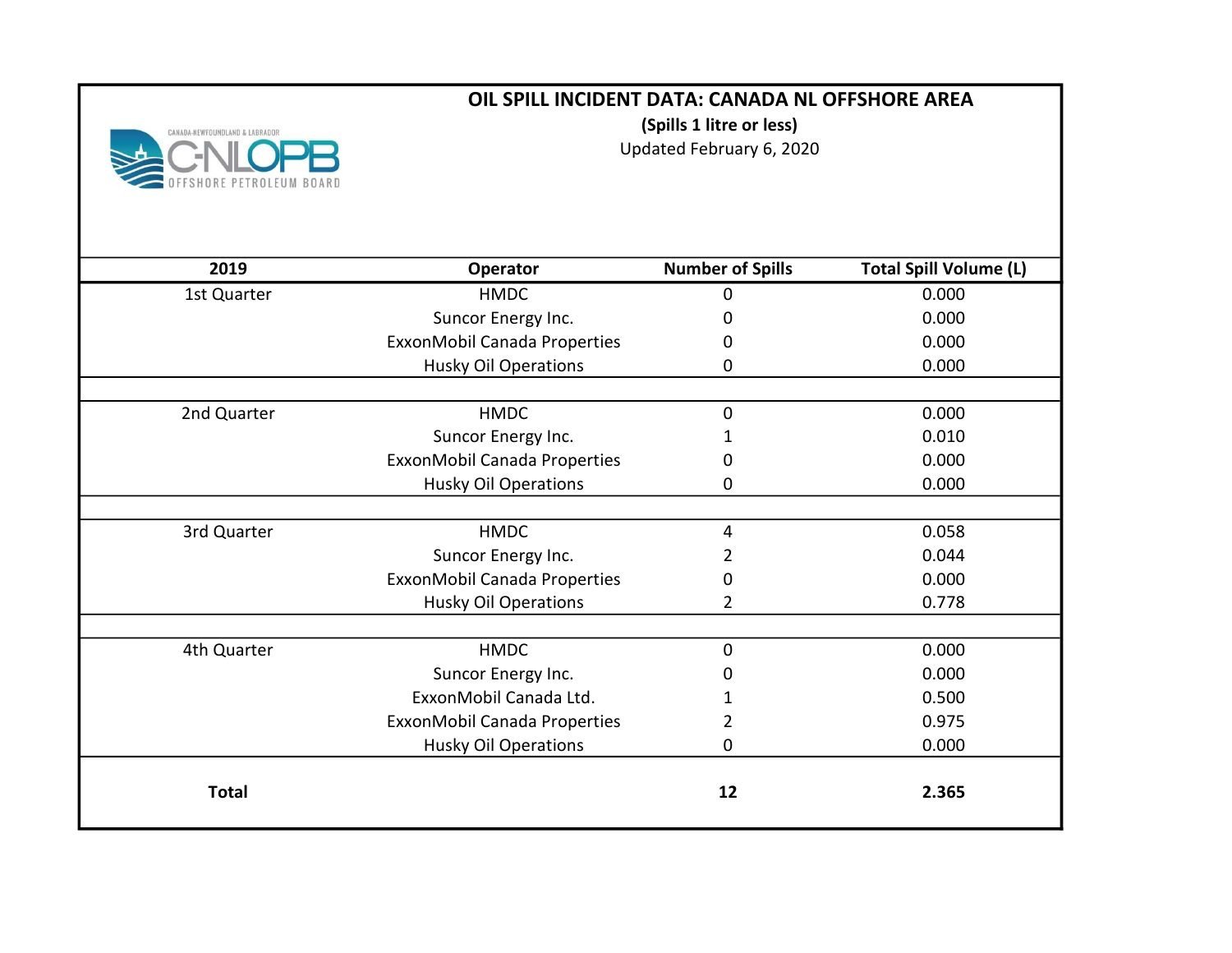# OIL SPILL INCIDENT DATA: CANADA NL OFFSHORE AREA

**(Spills 1 litre or less)**

Updated February 6, 2020

| 2019 | Operator | Number of Spills | Total Spill Volume (L) |
| --- | --- | --- | --- |
| 1st Quarter | HMDC | 0 | 0.000 |
| | Suncor Energy Inc. | 0 | 0.000 |
| | ExxonMobil Canada Properties | 0 | 0.000 |
| | Husky Oil Operations | 0 | 0.000 |
| | | | |
| 2nd Quarter | HMDC | 0 | 0.000 |
| | Suncor Energy Inc. | 1 | 0.010 |
| | ExxonMobil Canada Properties | 0 | 0.000 |
| | Husky Oil Operations | 0 | 0.000 |
| | | | |
| 3rd Quarter | HMDC | 4 | 0.058 |
| | Suncor Energy Inc. | 2 | 0.044 |
| | ExxonMobil Canada Properties | 0 | 0.000 |
| | Husky Oil Operations | 2 | 0.778 |
| | | | |
| 4th Quarter | HMDC | 0 | 0.000 |
| | Suncor Energy Inc. | 0 | 0.000 |
| | ExxonMobil Canada Ltd. | 1 | 0.500 |
| | ExxonMobil Canada Properties | 2 | 0.975 |
| | Husky Oil Operations | 0 | 0.000 |
| **Total** | | **12** | **2.365** |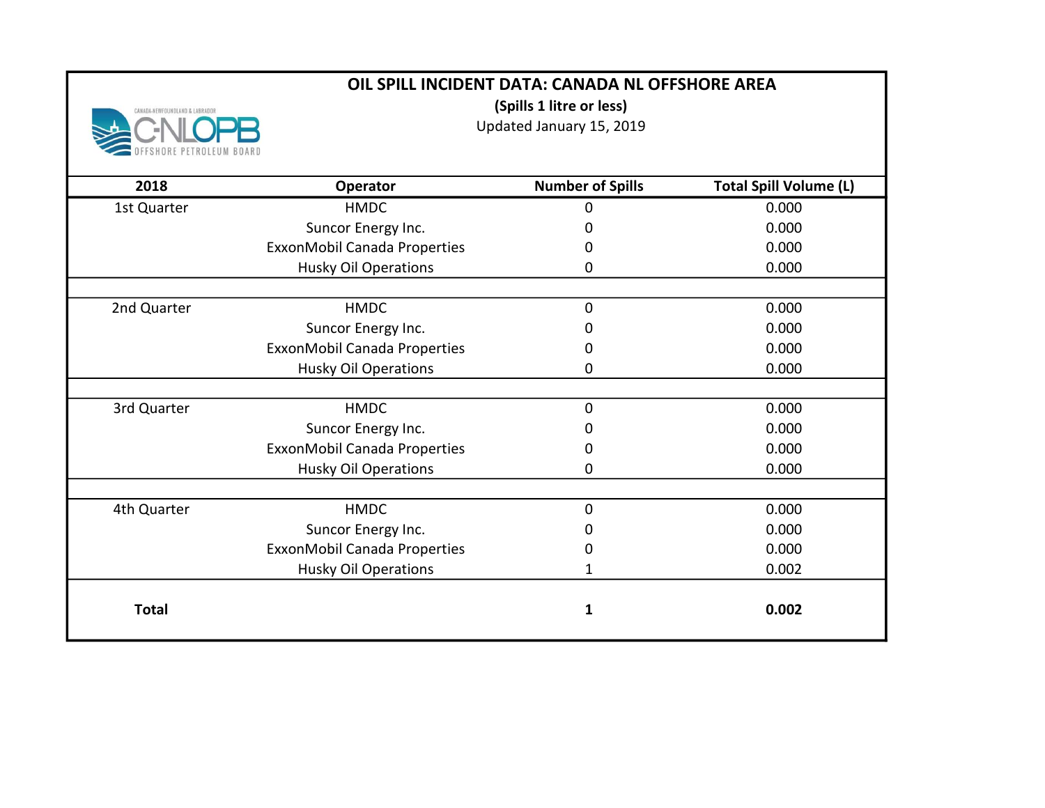# OIL SPILL INCIDENT DATA: CANADA NL OFFSHORE AREA

**(Spills 1 litre or less)**

Updated January 15, 2019

| 2018 | Operator | Number of Spills | Total Spill Volume (L) |
|---|---|---|---|
| 1st Quarter | HMDC | 0 | 0.000 |
| | Suncor Energy Inc. | 0 | 0.000 |
| | ExxonMobil Canada Properties | 0 | 0.000 |
| | Husky Oil Operations | 0 | 0.000 |
| | | | |
| 2nd Quarter | HMDC | 0 | 0.000 |
| | Suncor Energy Inc. | 0 | 0.000 |
| | ExxonMobil Canada Properties | 0 | 0.000 |
| | Husky Oil Operations | 0 | 0.000 |
| | | | |
| 3rd Quarter | HMDC | 0 | 0.000 |
| | Suncor Energy Inc. | 0 | 0.000 |
| | ExxonMobil Canada Properties | 0 | 0.000 |
| | Husky Oil Operations | 0 | 0.000 |
| | | | |
| 4th Quarter | HMDC | 0 | 0.000 |
| | Suncor Energy Inc. | 0 | 0.000 |
| | ExxonMobil Canada Properties | 0 | 0.000 |
| | Husky Oil Operations | 1 | 0.002 |
| **Total** | | **1** | **0.002** |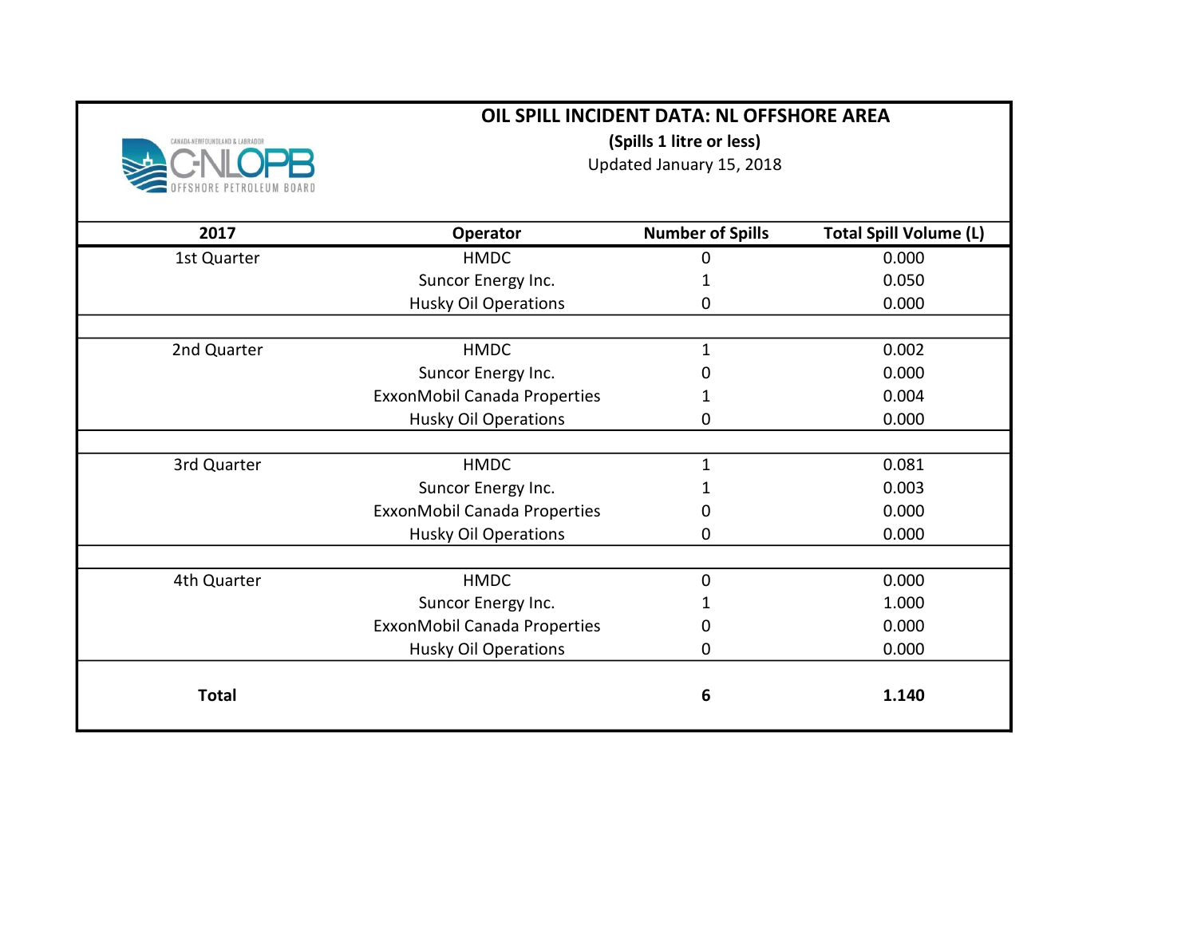# OIL SPILL INCIDENT DATA: NL OFFSHORE AREA

**(Spills 1 litre or less)**

Updated January 15, 2018

| 2017 | Operator | Number of Spills | Total Spill Volume (L) |
|---|---|---|---|
| 1st Quarter | HMDC | 0 | 0.000 |
| | Suncor Energy Inc. | 1 | 0.050 |
| | Husky Oil Operations | 0 | 0.000 |
| 2nd Quarter | HMDC | 1 | 0.002 |
| | Suncor Energy Inc. | 0 | 0.000 |
| | ExxonMobil Canada Properties | 1 | 0.004 |
| | Husky Oil Operations | 0 | 0.000 |
| 3rd Quarter | HMDC | 1 | 0.081 |
| | Suncor Energy Inc. | 1 | 0.003 |
| | ExxonMobil Canada Properties | 0 | 0.000 |
| | Husky Oil Operations | 0 | 0.000 |
| 4th Quarter | HMDC | 0 | 0.000 |
| | Suncor Energy Inc. | 1 | 1.000 |
| | ExxonMobil Canada Properties | 0 | 0.000 |
| | Husky Oil Operations | 0 | 0.000 |
| **Total** | | **6** | **1.140** |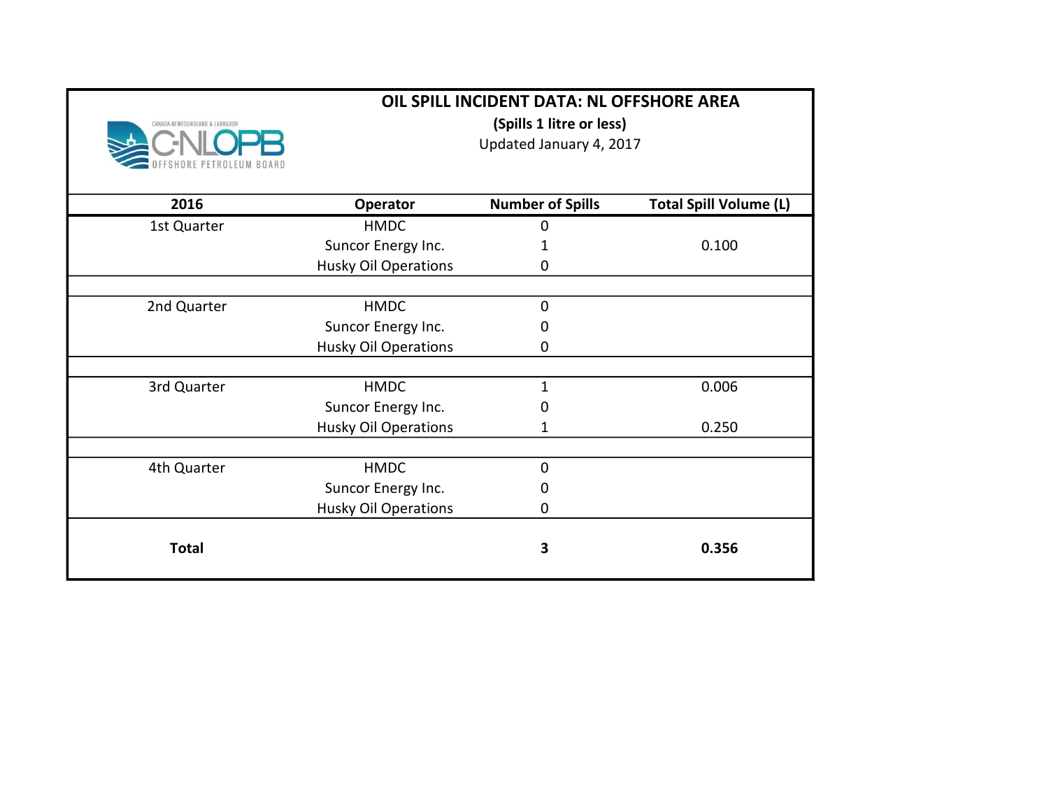# OIL SPILL INCIDENT DATA: NL OFFSHORE AREA

**(Spills 1 litre or less)**

Updated January 4, 2017

| 2016 | Operator | Number of Spills | Total Spill Volume (L) |
|---|---|---|---|
| 1st Quarter | HMDC | 0 | |
| | Suncor Energy Inc. | 1 | 0.100 |
| | Husky Oil Operations | 0 | |
| 2nd Quarter | HMDC | 0 | |
| | Suncor Energy Inc. | 0 | |
| | Husky Oil Operations | 0 | |
| 3rd Quarter | HMDC | 1 | 0.006 |
| | Suncor Energy Inc. | 0 | |
| | Husky Oil Operations | 1 | 0.250 |
| 4th Quarter | HMDC | 0 | |
| | Suncor Energy Inc. | 0 | |
| | Husky Oil Operations | 0 | |
| **Total** | | **3** | **0.356** |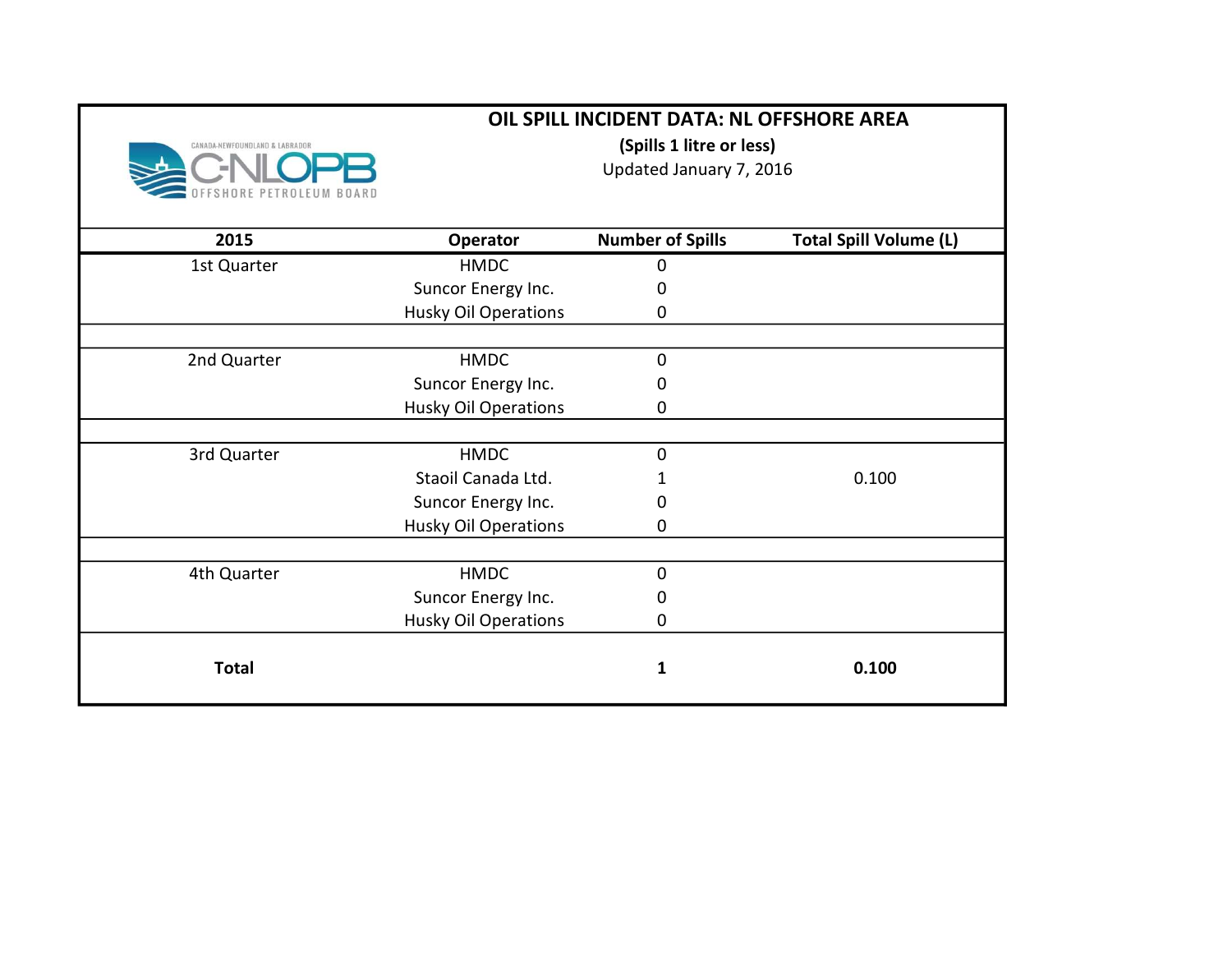CANADA-NEWFOUNDLAND & LABRADOR C-NLOPB OFFSHORE PETROLEUM BOARD

# OIL SPILL INCIDENT DATA: NL OFFSHORE AREA

**(Spills 1 litre or less)**

Updated January 7, 2016

| 2015 | Operator | Number of Spills | Total Spill Volume (L) |
|---|---|---|---|
| 1st Quarter | HMDC | 0 | |
| | Suncor Energy Inc. | 0 | |
| | Husky Oil Operations | 0 | |
| 2nd Quarter | HMDC | 0 | |
| | Suncor Energy Inc. | 0 | |
| | Husky Oil Operations | 0 | |
| 3rd Quarter | HMDC | 0 | |
| | Staoil Canada Ltd. | 1 | 0.100 |
| | Suncor Energy Inc. | 0 | |
| | Husky Oil Operations | 0 | |
| 4th Quarter | HMDC | 0 | |
| | Suncor Energy Inc. | 0 | |
| | Husky Oil Operations | 0 | |
| **Total** | | **1** | **0.100** |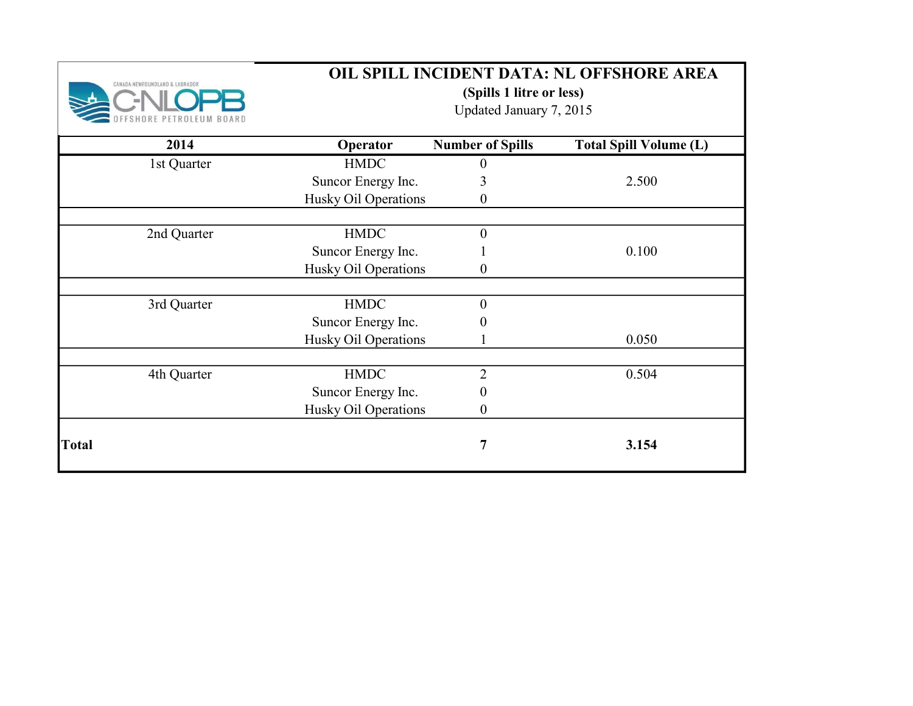# OIL SPILL INCIDENT DATA: NL OFFSHORE AREA

**(Spills 1 litre or less)**

Updated January 7, 2015

| 2014 | Operator | Number of Spills | Total Spill Volume (L) |
|---|---|---|---|
| 1st Quarter | HMDC | 0 | |
| | Suncor Energy Inc. | 3 | 2.500 |
| | Husky Oil Operations | 0 | |
| 2nd Quarter | HMDC | 0 | |
| | Suncor Energy Inc. | 1 | 0.100 |
| | Husky Oil Operations | 0 | |
| 3rd Quarter | HMDC | 0 | |
| | Suncor Energy Inc. | 0 | |
| | Husky Oil Operations | 1 | 0.050 |
| 4th Quarter | HMDC | 2 | 0.504 |
| | Suncor Energy Inc. | 0 | |
| | Husky Oil Operations | 0 | |
| **Total** | | **7** | **3.154** |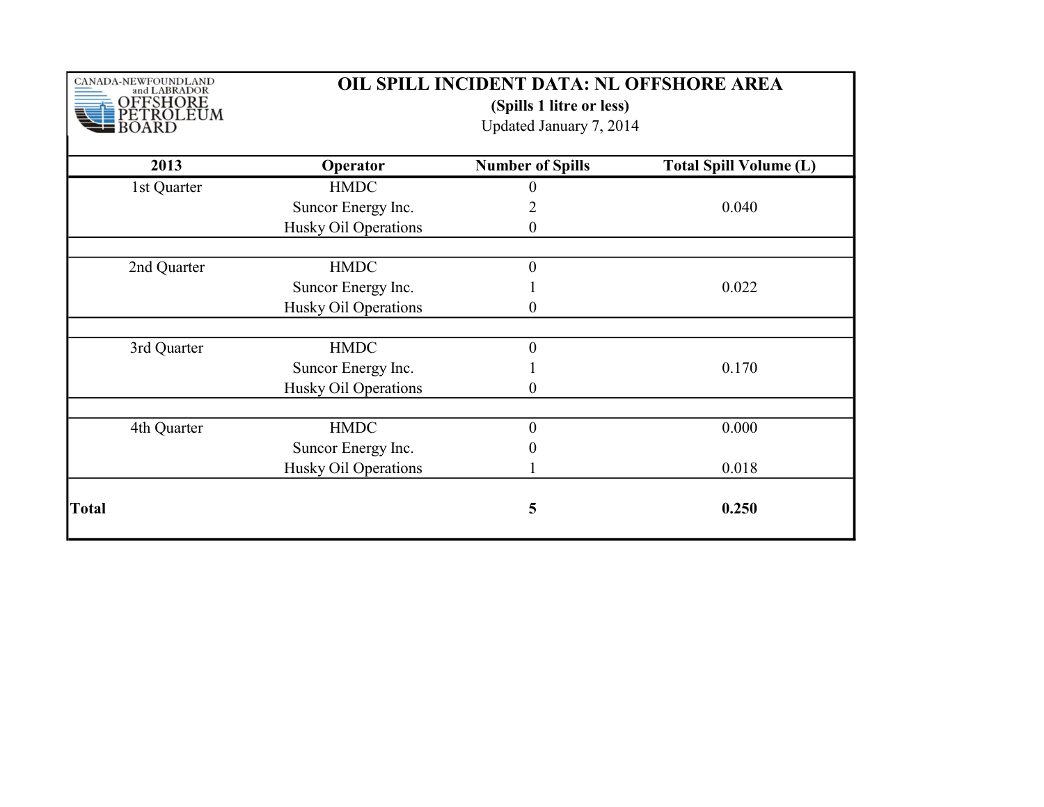CANADA-NEWFOUNDLAND and LABRADOR OFFSHORE PETROLEUM BOARD

# OIL SPILL INCIDENT DATA: NL OFFSHORE AREA

**(Spills 1 litre or less)**

Updated January 7, 2014

| 2013 | Operator | Number of Spills | Total Spill Volume (L) |
|---|---|---|---|
| 1st Quarter | HMDC | 0 | |
| | Suncor Energy Inc. | 2 | 0.040 |
| | Husky Oil Operations | 0 | |
| | | | |
| 2nd Quarter | HMDC | 0 | |
| | Suncor Energy Inc. | 1 | 0.022 |
| | Husky Oil Operations | 0 | |
| | | | |
| 3rd Quarter | HMDC | 0 | |
| | Suncor Energy Inc. | 1 | 0.170 |
| | Husky Oil Operations | 0 | |
| | | | |
| 4th Quarter | HMDC | 0 | 0.000 |
| | Suncor Energy Inc. | 0 | |
| | Husky Oil Operations | 1 | 0.018 |
| **Total** | | **5** | **0.250** |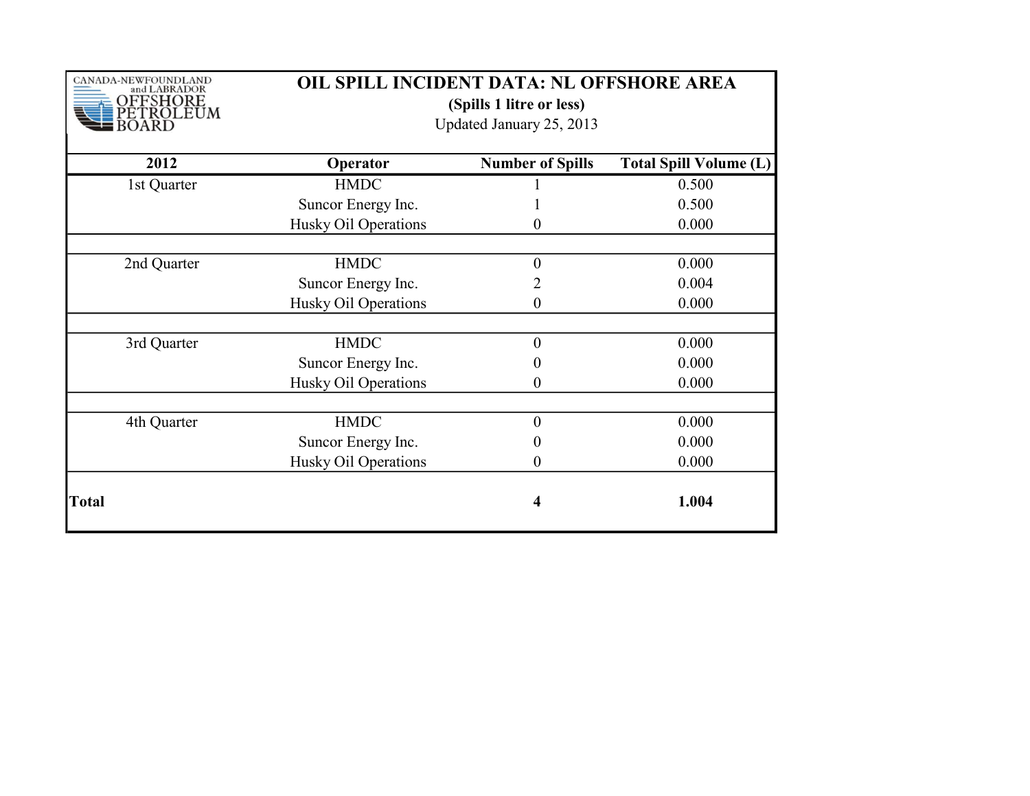CANADA-NEWFOUNDLAND and LABRADOR OFFSHORE PETROLEUM BOARD

# OIL SPILL INCIDENT DATA: NL OFFSHORE AREA

**(Spills 1 litre or less)**

Updated January 25, 2013

| 2012 | Operator | Number of Spills | Total Spill Volume (L) |
|---|---|---|---|
| 1st Quarter | HMDC | 1 | 0.500 |
| | Suncor Energy Inc. | 1 | 0.500 |
| | Husky Oil Operations | 0 | 0.000 |
| 2nd Quarter | HMDC | 0 | 0.000 |
| | Suncor Energy Inc. | 2 | 0.004 |
| | Husky Oil Operations | 0 | 0.000 |
| 3rd Quarter | HMDC | 0 | 0.000 |
| | Suncor Energy Inc. | 0 | 0.000 |
| | Husky Oil Operations | 0 | 0.000 |
| 4th Quarter | HMDC | 0 | 0.000 |
| | Suncor Energy Inc. | 0 | 0.000 |
| | Husky Oil Operations | 0 | 0.000 |
| **Total** | | **4** | **1.004** |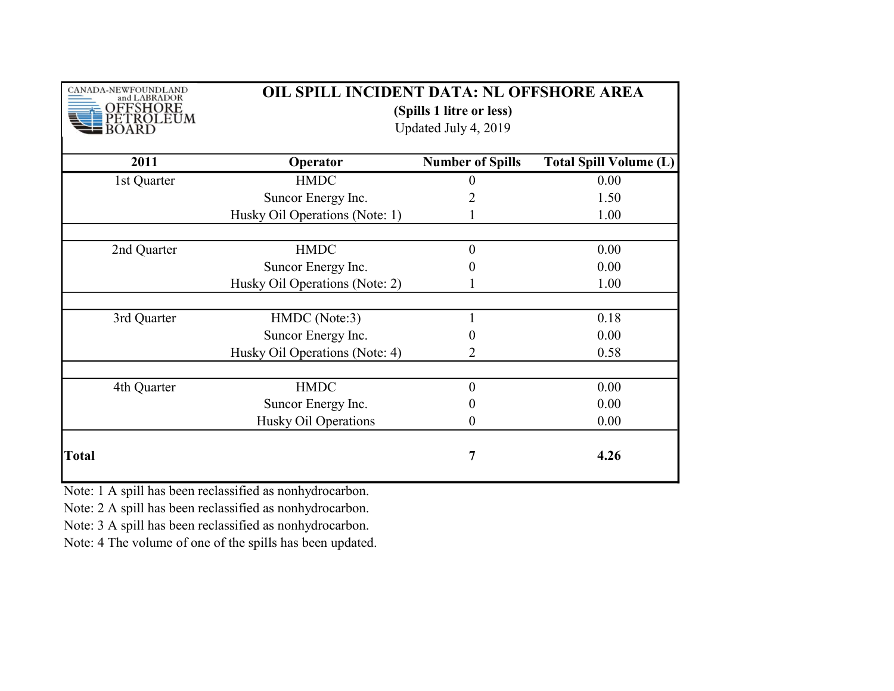CANADA-NEWFOUNDLAND and LABRADOR OFFSHORE PETROLEUM BOARD

# OIL SPILL INCIDENT DATA: NL OFFSHORE AREA

**(Spills 1 litre or less)**

Updated July 4, 2019

| 2011 | Operator | Number of Spills | Total Spill Volume (L) |
|---|---|---|---|
| 1st Quarter | HMDC | 0 | 0.00 |
| | Suncor Energy Inc. | 2 | 1.50 |
| | Husky Oil Operations (Note: 1) | 1 | 1.00 |
| | | | |
| 2nd Quarter | HMDC | 0 | 0.00 |
| | Suncor Energy Inc. | 0 | 0.00 |
| | Husky Oil Operations (Note: 2) | 1 | 1.00 |
| | | | |
| 3rd Quarter | HMDC (Note:3) | 1 | 0.18 |
| | Suncor Energy Inc. | 0 | 0.00 |
| | Husky Oil Operations (Note: 4) | 2 | 0.58 |
| | | | |
| 4th Quarter | HMDC | 0 | 0.00 |
| | Suncor Energy Inc. | 0 | 0.00 |
| | Husky Oil Operations | 0 | 0.00 |
| **Total** | | **7** | **4.26** |

Note: 1 A spill has been reclassified as nonhydrocarbon.
Note: 2 A spill has been reclassified as nonhydrocarbon.
Note: 3 A spill has been reclassified as nonhydrocarbon.
Note: 4 The volume of one of the spills has been updated.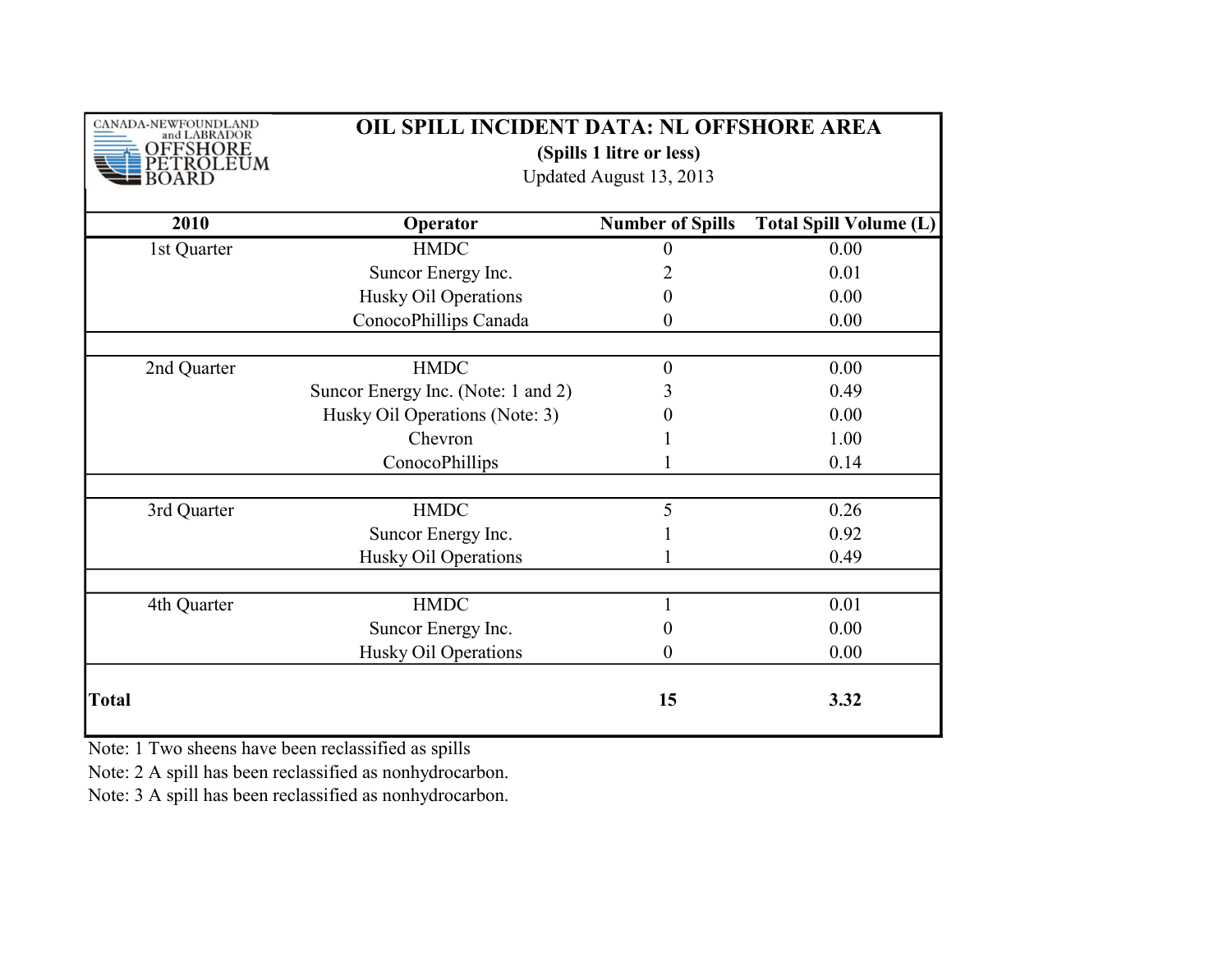CANADA-NEWFOUNDLAND and LABRADOR OFFSHORE PETROLEUM BOARD

# OIL SPILL INCIDENT DATA: NL OFFSHORE AREA

**(Spills 1 litre or less)**

Updated August 13, 2013

| 2010 | Operator | Number of Spills | Total Spill Volume (L) |
|---|---|---|---|
| 1st Quarter | HMDC | 0 | 0.00 |
| | Suncor Energy Inc. | 2 | 0.01 |
| | Husky Oil Operations | 0 | 0.00 |
| | ConocoPhillips Canada | 0 | 0.00 |
| | | | |
| 2nd Quarter | HMDC | 0 | 0.00 |
| | Suncor Energy Inc. (Note: 1 and 2) | 3 | 0.49 |
| | Husky Oil Operations (Note: 3) | 0 | 0.00 |
| | Chevron | 1 | 1.00 |
| | ConocoPhillips | 1 | 0.14 |
| | | | |
| 3rd Quarter | HMDC | 5 | 0.26 |
| | Suncor Energy Inc. | 1 | 0.92 |
| | Husky Oil Operations | 1 | 0.49 |
| | | | |
| 4th Quarter | HMDC | 1 | 0.01 |
| | Suncor Energy Inc. | 0 | 0.00 |
| | Husky Oil Operations | 0 | 0.00 |
| **Total** | | **15** | **3.32** |

Note: 1 Two sheens have been reclassified as spills

Note: 2 A spill has been reclassified as nonhydrocarbon.

Note: 3 A spill has been reclassified as nonhydrocarbon.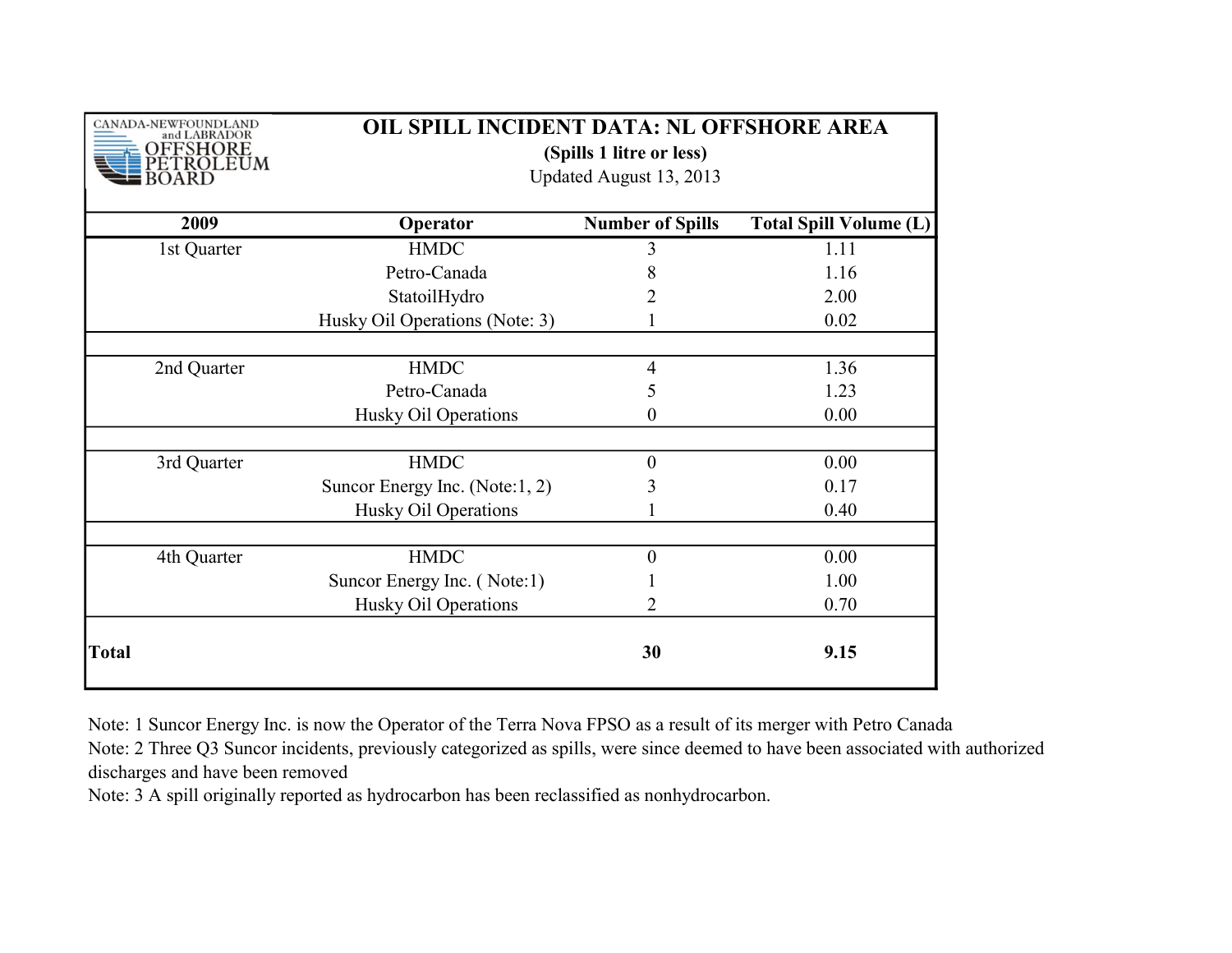CANADA-NEWFOUNDLAND and LABRADOR OFFSHORE PETROLEUM BOARD

# OIL SPILL INCIDENT DATA: NL OFFSHORE AREA

**(Spills 1 litre or less)**

Updated August 13, 2013

| 2009 | Operator | Number of Spills | Total Spill Volume (L) |
|---|---|---|---|
| 1st Quarter | HMDC | 3 | 1.11 |
| | Petro-Canada | 8 | 1.16 |
| | StatoilHydro | 2 | 2.00 |
| | Husky Oil Operations (Note: 3) | 1 | 0.02 |
| | | | |
| 2nd Quarter | HMDC | 4 | 1.36 |
| | Petro-Canada | 5 | 1.23 |
| | Husky Oil Operations | 0 | 0.00 |
| | | | |
| 3rd Quarter | HMDC | 0 | 0.00 |
| | Suncor Energy Inc. (Note:1, 2) | 3 | 0.17 |
| | Husky Oil Operations | 1 | 0.40 |
| | | | |
| 4th Quarter | HMDC | 0 | 0.00 |
| | Suncor Energy Inc. ( Note:1) | 1 | 1.00 |
| | Husky Oil Operations | 2 | 0.70 |
| **Total** | | **30** | **9.15** |

Note: 1 Suncor Energy Inc. is now the Operator of the Terra Nova FPSO as a result of its merger with Petro Canada

Note: 2 Three Q3 Suncor incidents, previously categorized as spills, were since deemed to have been associated with authorized discharges and have been removed

Note: 3 A spill originally reported as hydrocarbon has been reclassified as nonhydrocarbon.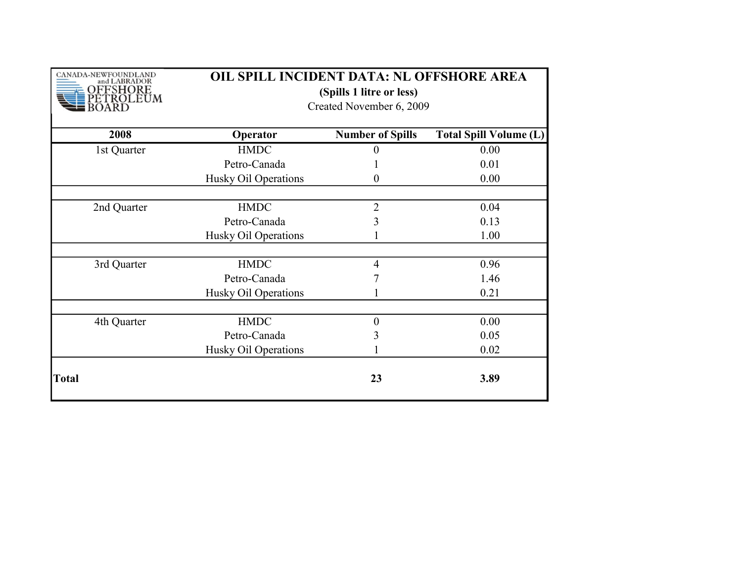CANADA-NEWFOUNDLAND and LABRADOR OFFSHORE PETROLEUM BOARD

# OIL SPILL INCIDENT DATA: NL OFFSHORE AREA

**(Spills 1 litre or less)**

Created November 6, 2009

| 2008 | Operator | Number of Spills | Total Spill Volume (L) |
|---|---|---|---|
| 1st Quarter | HMDC | 0 | 0.00 |
| | Petro-Canada | 1 | 0.01 |
| | Husky Oil Operations | 0 | 0.00 |
| 2nd Quarter | HMDC | 2 | 0.04 |
| | Petro-Canada | 3 | 0.13 |
| | Husky Oil Operations | 1 | 1.00 |
| 3rd Quarter | HMDC | 4 | 0.96 |
| | Petro-Canada | 7 | 1.46 |
| | Husky Oil Operations | 1 | 0.21 |
| 4th Quarter | HMDC | 0 | 0.00 |
| | Petro-Canada | 3 | 0.05 |
| | Husky Oil Operations | 1 | 0.02 |
| **Total** | | **23** | **3.89** |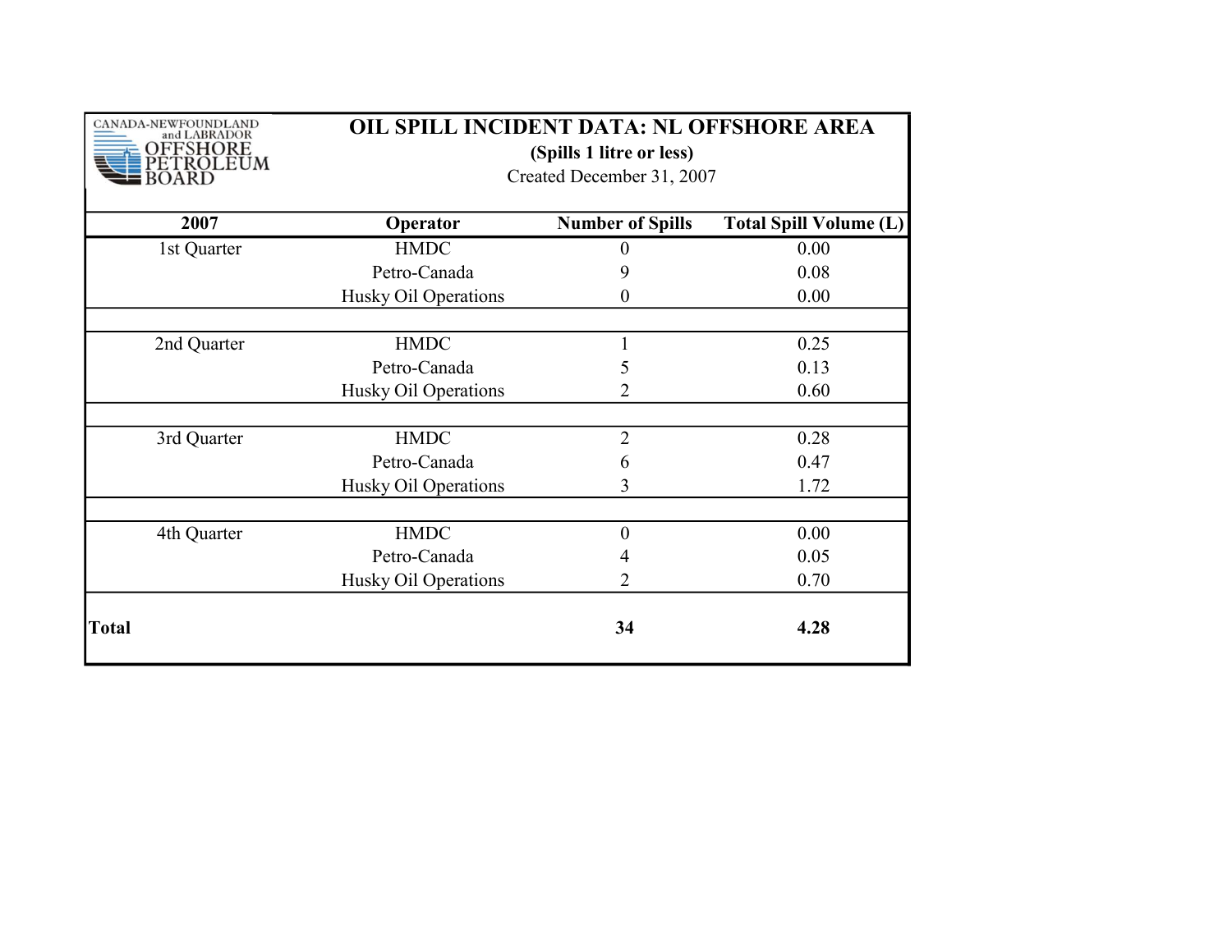CANADA-NEWFOUNDLAND and LABRADOR OFFSHORE PETROLEUM BOARD

# OIL SPILL INCIDENT DATA: NL OFFSHORE AREA

**(Spills 1 litre or less)**

Created December 31, 2007

| 2007 | Operator | Number of Spills | Total Spill Volume (L) |
|---|---|---|---|
| 1st Quarter | HMDC | 0 | 0.00 |
| | Petro-Canada | 9 | 0.08 |
| | Husky Oil Operations | 0 | 0.00 |
| | | | |
| 2nd Quarter | HMDC | 1 | 0.25 |
| | Petro-Canada | 5 | 0.13 |
| | Husky Oil Operations | 2 | 0.60 |
| | | | |
| 3rd Quarter | HMDC | 2 | 0.28 |
| | Petro-Canada | 6 | 0.47 |
| | Husky Oil Operations | 3 | 1.72 |
| | | | |
| 4th Quarter | HMDC | 0 | 0.00 |
| | Petro-Canada | 4 | 0.05 |
| | Husky Oil Operations | 2 | 0.70 |
| **Total** | | **34** | **4.28** |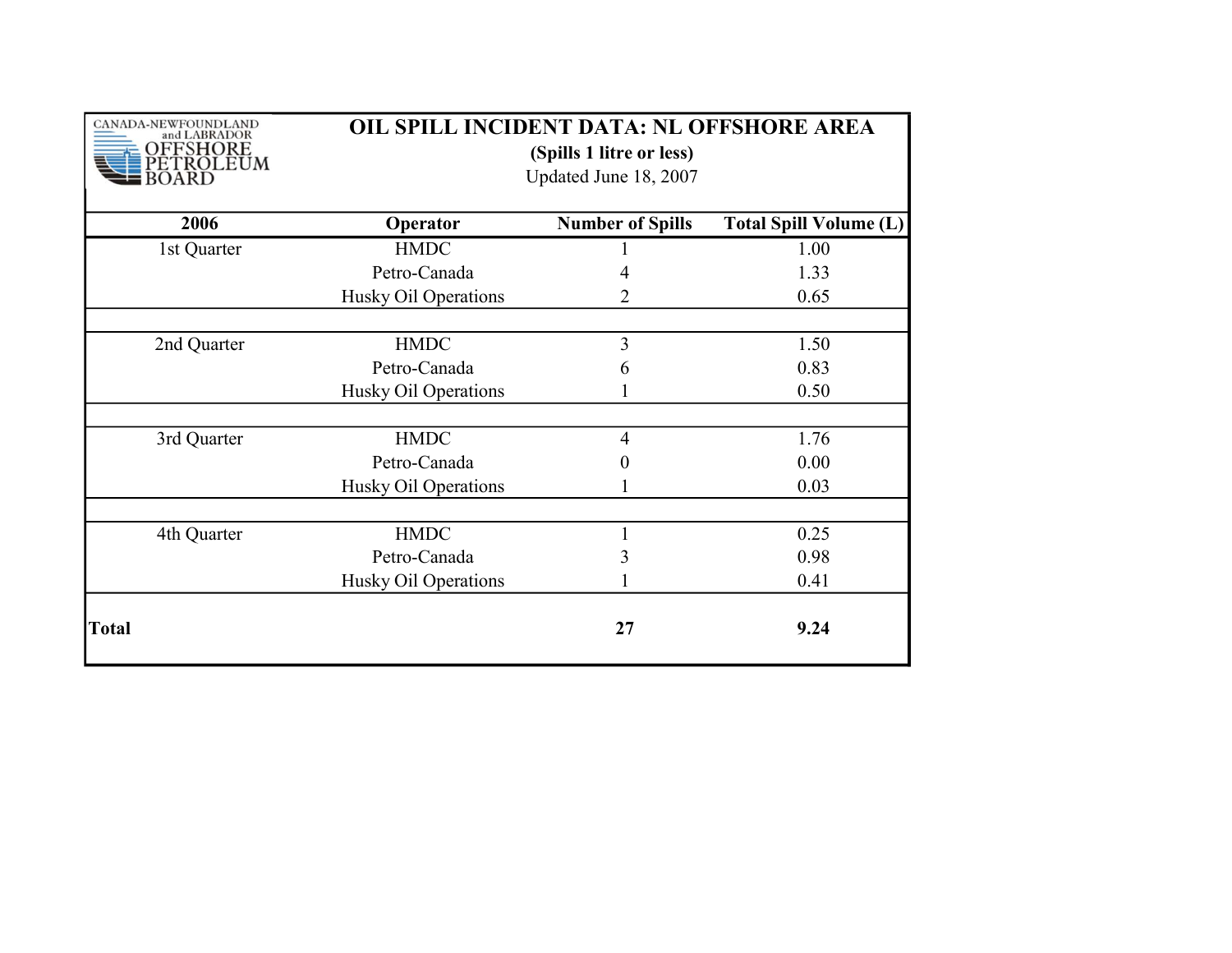CANADA-NEWFOUNDLAND and LABRADOR OFFSHORE PETROLEUM BOARD

# OIL SPILL INCIDENT DATA: NL OFFSHORE AREA

**(Spills 1 litre or less)**

Updated June 18, 2007

| 2006 | Operator | Number of Spills | Total Spill Volume (L) |
|---|---|---|---|
| 1st Quarter | HMDC | 1 | 1.00 |
| | Petro-Canada | 4 | 1.33 |
| | Husky Oil Operations | 2 | 0.65 |
| | | | |
| 2nd Quarter | HMDC | 3 | 1.50 |
| | Petro-Canada | 6 | 0.83 |
| | Husky Oil Operations | 1 | 0.50 |
| | | | |
| 3rd Quarter | HMDC | 4 | 1.76 |
| | Petro-Canada | 0 | 0.00 |
| | Husky Oil Operations | 1 | 0.03 |
| | | | |
| 4th Quarter | HMDC | 1 | 0.25 |
| | Petro-Canada | 3 | 0.98 |
| | Husky Oil Operations | 1 | 0.41 |
| **Total** | | **27** | **9.24** |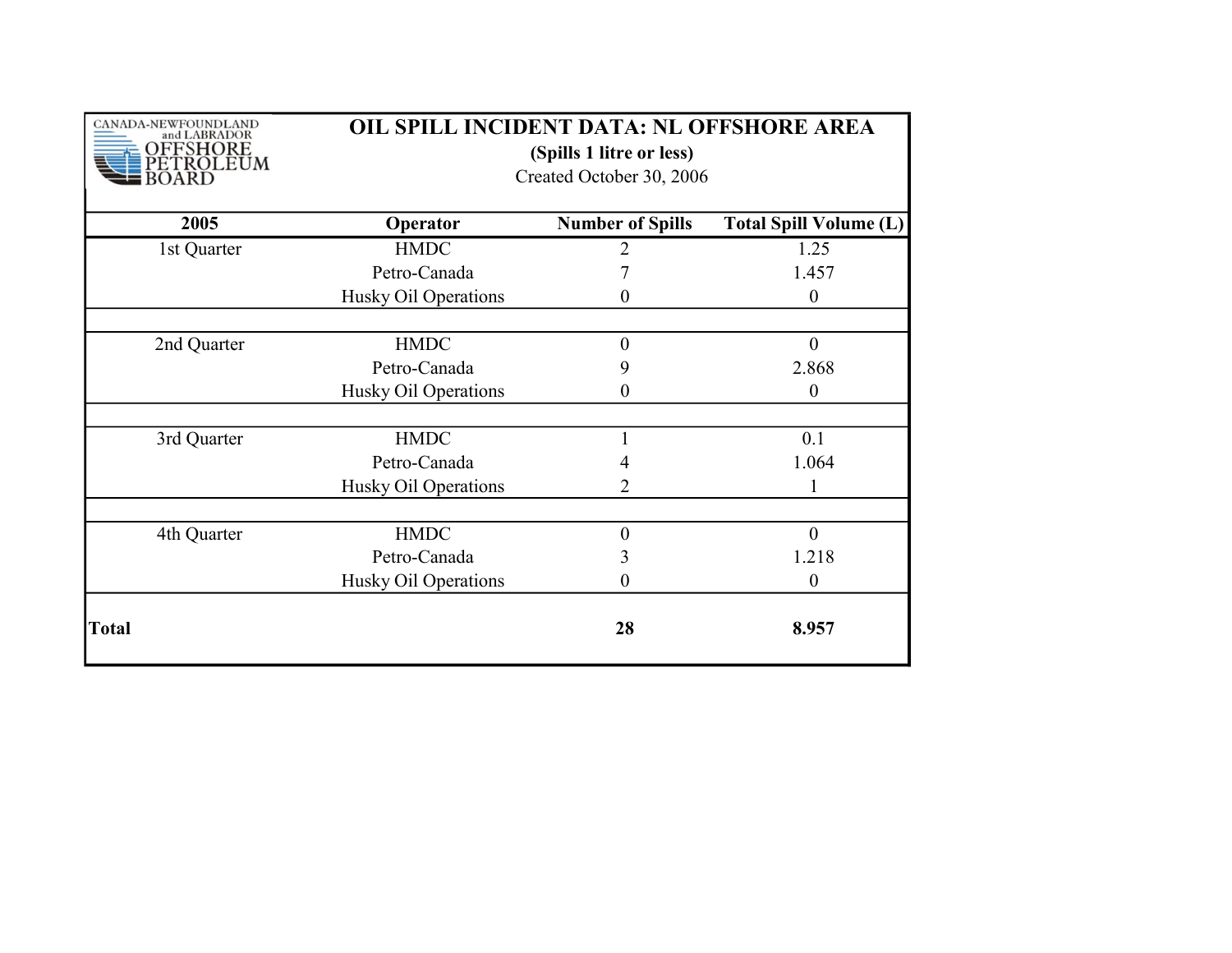CANADA-NEWFOUNDLAND and LABRADOR OFFSHORE PETROLEUM BOARD

# OIL SPILL INCIDENT DATA: NL OFFSHORE AREA

**(Spills 1 litre or less)**

Created October 30, 2006

| 2005 | Operator | Number of Spills | Total Spill Volume (L) |
|---|---|---|---|
| 1st Quarter | HMDC | 2 | 1.25 |
| | Petro-Canada | 7 | 1.457 |
| | Husky Oil Operations | 0 | 0 |
| | | | |
| 2nd Quarter | HMDC | 0 | 0 |
| | Petro-Canada | 9 | 2.868 |
| | Husky Oil Operations | 0 | 0 |
| | | | |
| 3rd Quarter | HMDC | 1 | 0.1 |
| | Petro-Canada | 4 | 1.064 |
| | Husky Oil Operations | 2 | 1 |
| | | | |
| 4th Quarter | HMDC | 0 | 0 |
| | Petro-Canada | 3 | 1.218 |
| | Husky Oil Operations | 0 | 0 |
| **Total** | | **28** | **8.957** |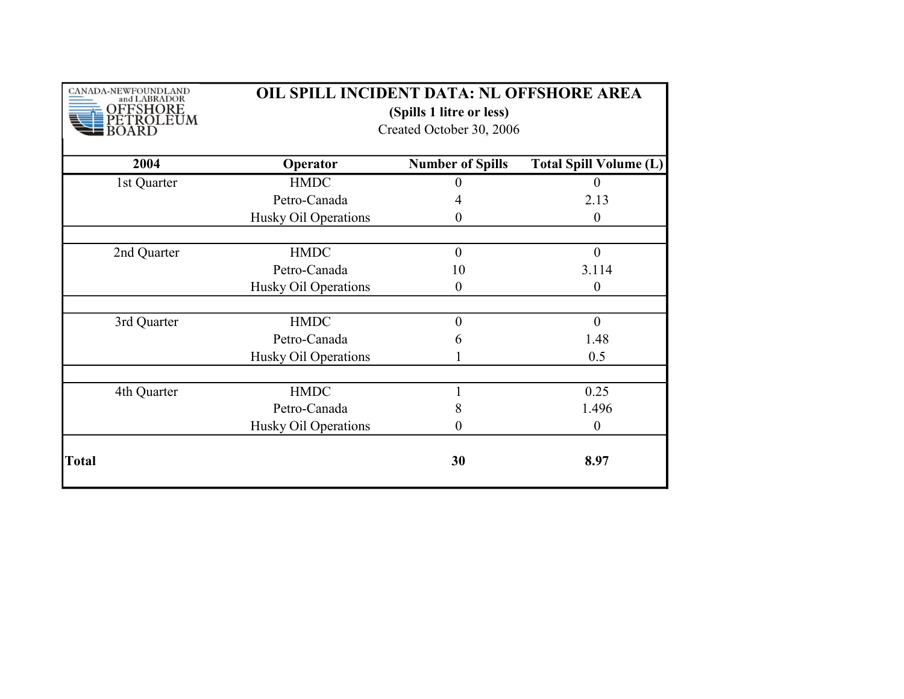CANADA-NEWFOUNDLAND and LABRADOR OFFSHORE PETROLEUM BOARD

# OIL SPILL INCIDENT DATA: NL OFFSHORE AREA

**(Spills 1 litre or less)**

Created October 30, 2006

| 2004 | Operator | Number of Spills | Total Spill Volume (L) |
|---|---|---|---|
| 1st Quarter | HMDC | 0 | 0 |
| | Petro-Canada | 4 | 2.13 |
| | Husky Oil Operations | 0 | 0 |
| | | | |
| 2nd Quarter | HMDC | 0 | 0 |
| | Petro-Canada | 10 | 3.114 |
| | Husky Oil Operations | 0 | 0 |
| | | | |
| 3rd Quarter | HMDC | 0 | 0 |
| | Petro-Canada | 6 | 1.48 |
| | Husky Oil Operations | 1 | 0.5 |
| | | | |
| 4th Quarter | HMDC | 1 | 0.25 |
| | Petro-Canada | 8 | 1.496 |
| | Husky Oil Operations | 0 | 0 |
| **Total** | | **30** | **8.97** |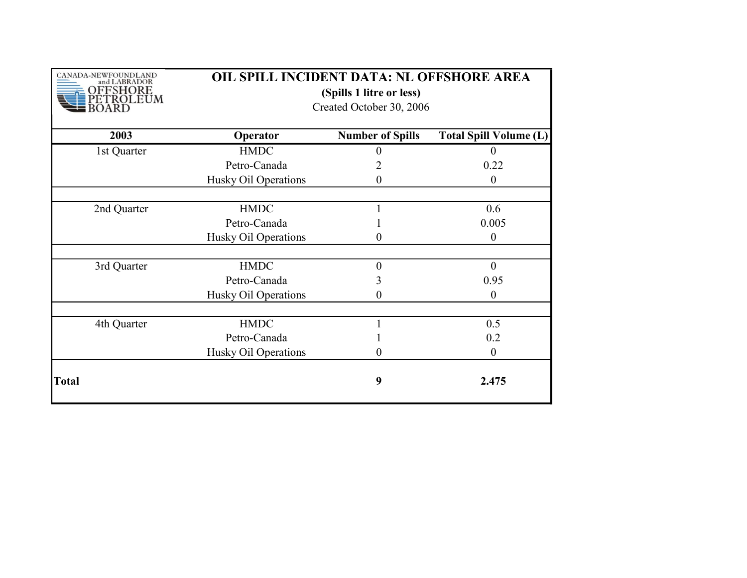CANADA-NEWFOUNDLAND and LABRADOR OFFSHORE PETROLEUM BOARD

# OIL SPILL INCIDENT DATA: NL OFFSHORE AREA

**(Spills 1 litre or less)**

Created October 30, 2006

| 2003 | Operator | Number of Spills | Total Spill Volume (L) |
|---|---|---|---|
| 1st Quarter | HMDC | 0 | 0 |
| | Petro-Canada | 2 | 0.22 |
| | Husky Oil Operations | 0 | 0 |
| | | | |
| 2nd Quarter | HMDC | 1 | 0.6 |
| | Petro-Canada | 1 | 0.005 |
| | Husky Oil Operations | 0 | 0 |
| | | | |
| 3rd Quarter | HMDC | 0 | 0 |
| | Petro-Canada | 3 | 0.95 |
| | Husky Oil Operations | 0 | 0 |
| | | | |
| 4th Quarter | HMDC | 1 | 0.5 |
| | Petro-Canada | 1 | 0.2 |
| | Husky Oil Operations | 0 | 0 |
| **Total** | | **9** | **2.475** |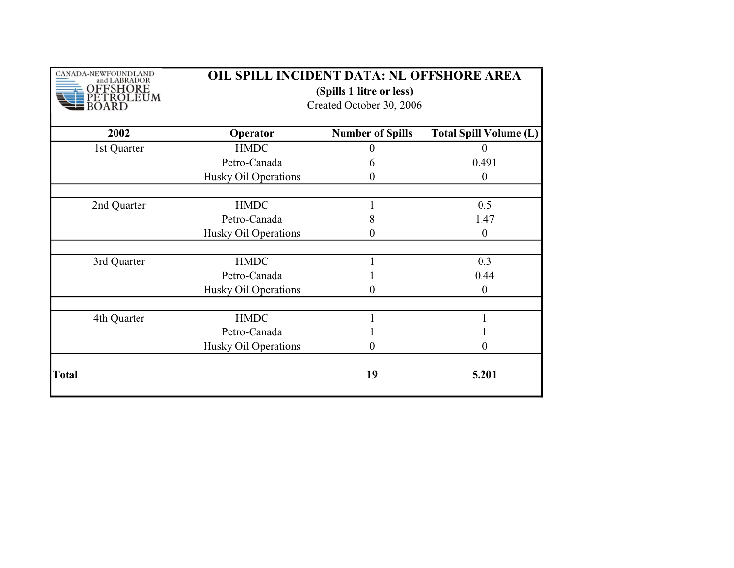CANADA-NEWFOUNDLAND and LABRADOR OFFSHORE PETROLEUM BOARD

# OIL SPILL INCIDENT DATA: NL OFFSHORE AREA

**(Spills 1 litre or less)**

Created October 30, 2006

| 2002 | Operator | Number of Spills | Total Spill Volume (L) |
|---|---|---|---|
| 1st Quarter | HMDC | 0 | 0 |
| | Petro-Canada | 6 | 0.491 |
| | Husky Oil Operations | 0 | 0 |
| | | | |
| 2nd Quarter | HMDC | 1 | 0.5 |
| | Petro-Canada | 8 | 1.47 |
| | Husky Oil Operations | 0 | 0 |
| | | | |
| 3rd Quarter | HMDC | 1 | 0.3 |
| | Petro-Canada | 1 | 0.44 |
| | Husky Oil Operations | 0 | 0 |
| | | | |
| 4th Quarter | HMDC | 1 | 1 |
| | Petro-Canada | 1 | 1 |
| | Husky Oil Operations | 0 | 0 |
| **Total** | | **19** | **5.201** |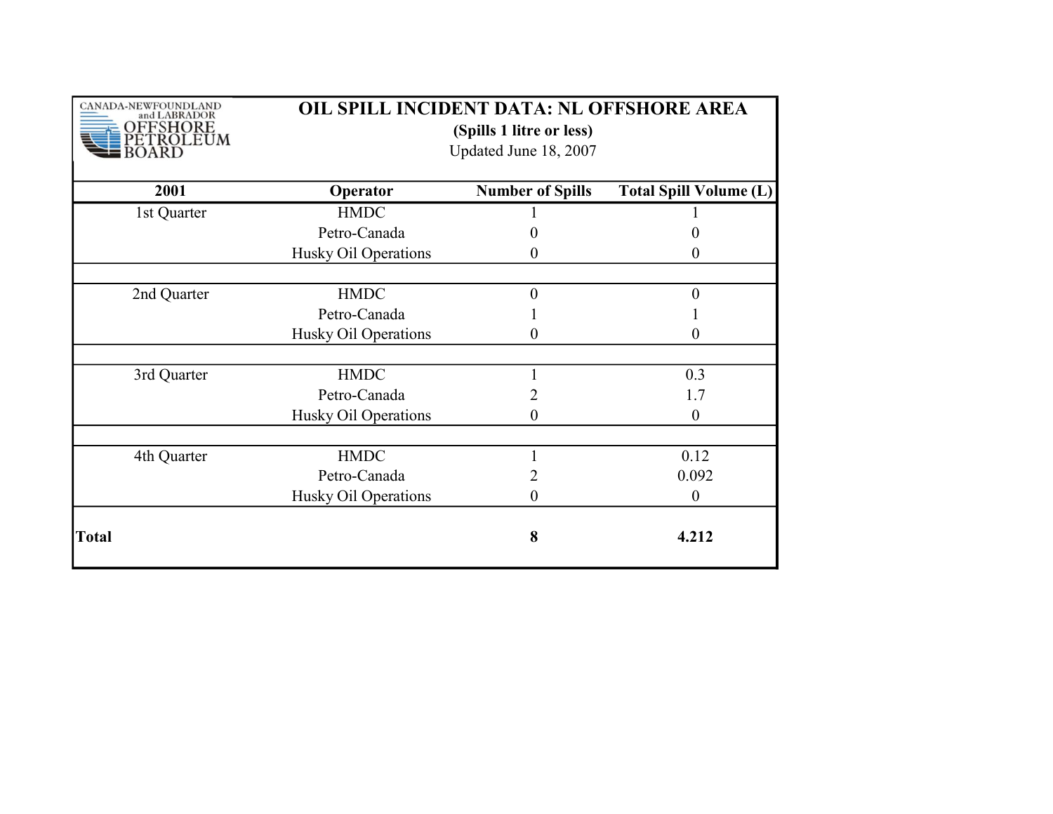CANADA-NEWFOUNDLAND and LABRADOR OFFSHORE PETROLEUM BOARD

# OIL SPILL INCIDENT DATA: NL OFFSHORE AREA

**(Spills 1 litre or less)**

Updated June 18, 2007

| 2001 | Operator | Number of Spills | Total Spill Volume (L) |
|---|---|---|---|
| 1st Quarter | HMDC | 1 | 1 |
| | Petro-Canada | 0 | 0 |
| | Husky Oil Operations | 0 | 0 |
| | | | |
| 2nd Quarter | HMDC | 0 | 0 |
| | Petro-Canada | 1 | 1 |
| | Husky Oil Operations | 0 | 0 |
| | | | |
| 3rd Quarter | HMDC | 1 | 0.3 |
| | Petro-Canada | 2 | 1.7 |
| | Husky Oil Operations | 0 | 0 |
| | | | |
| 4th Quarter | HMDC | 1 | 0.12 |
| | Petro-Canada | 2 | 0.092 |
| | Husky Oil Operations | 0 | 0 |
| **Total** | | **8** | **4.212** |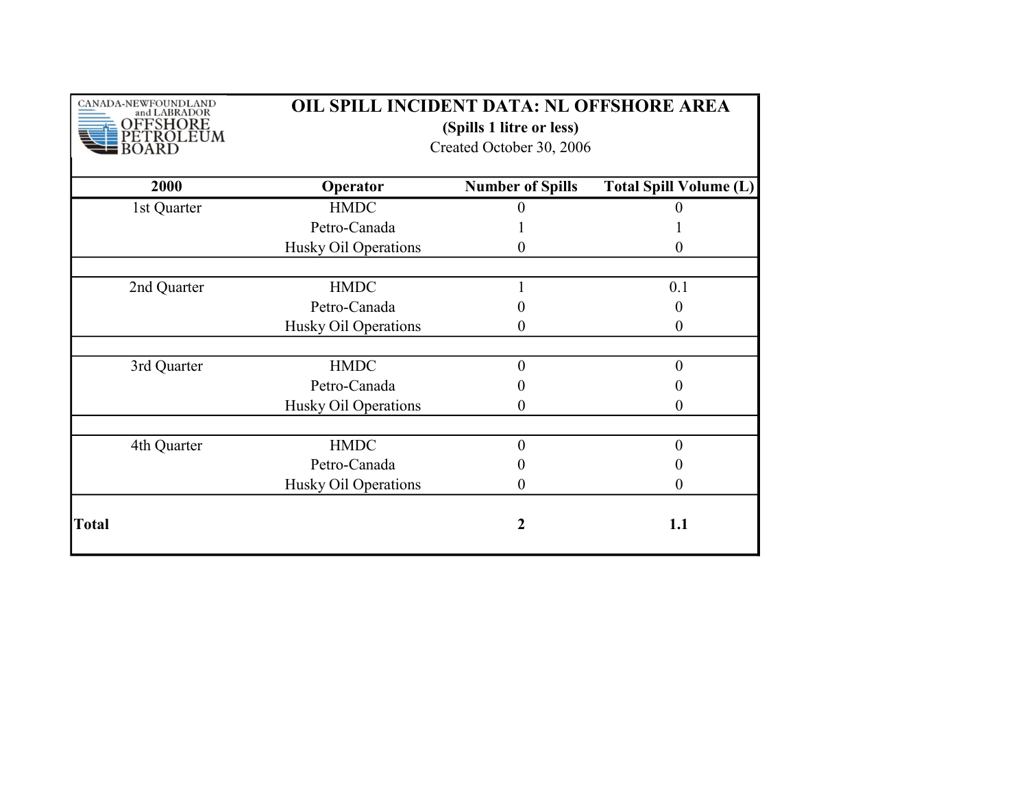CANADA-NEWFOUNDLAND and LABRADOR OFFSHORE PETROLEUM BOARD

# OIL SPILL INCIDENT DATA: NL OFFSHORE AREA

**(Spills 1 litre or less)**

Created October 30, 2006

| 2000 | Operator | Number of Spills | Total Spill Volume (L) |
|---|---|---|---|
| 1st Quarter | HMDC | 0 | 0 |
| | Petro-Canada | 1 | 1 |
| | Husky Oil Operations | 0 | 0 |
| | | | |
| 2nd Quarter | HMDC | 1 | 0.1 |
| | Petro-Canada | 0 | 0 |
| | Husky Oil Operations | 0 | 0 |
| | | | |
| 3rd Quarter | HMDC | 0 | 0 |
| | Petro-Canada | 0 | 0 |
| | Husky Oil Operations | 0 | 0 |
| | | | |
| 4th Quarter | HMDC | 0 | 0 |
| | Petro-Canada | 0 | 0 |
| | Husky Oil Operations | 0 | 0 |
| **Total** | | **2** | **1.1** |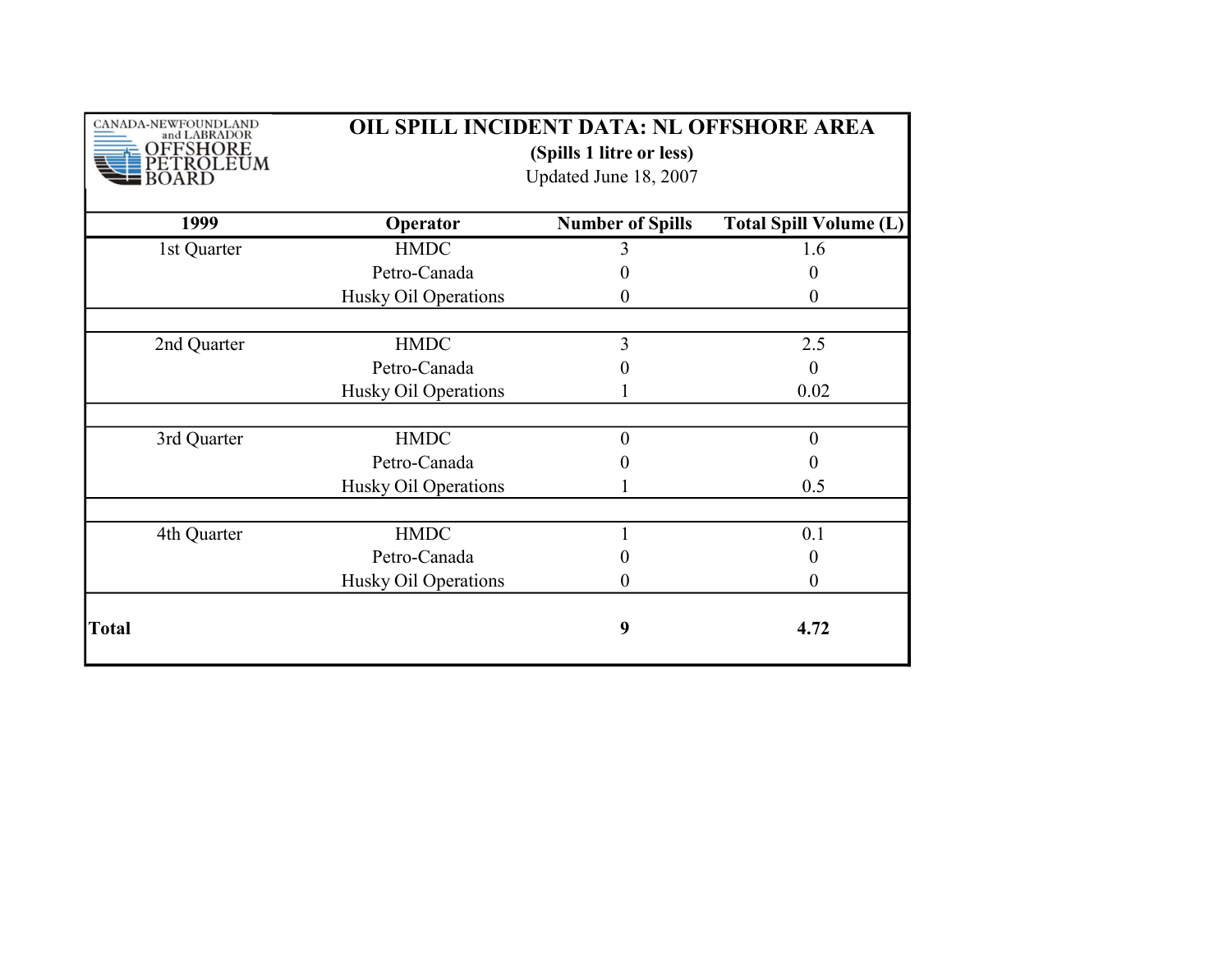CANADA-NEWFOUNDLAND and LABRADOR OFFSHORE PETROLEUM BOARD

# OIL SPILL INCIDENT DATA: NL OFFSHORE AREA

**(Spills 1 litre or less)**

Updated June 18, 2007

| 1999 | Operator | Number of Spills | Total Spill Volume (L) |
|---|---|---|---|
| 1st Quarter | HMDC | 3 | 1.6 |
| | Petro-Canada | 0 | 0 |
| | Husky Oil Operations | 0 | 0 |
| | | | |
| 2nd Quarter | HMDC | 3 | 2.5 |
| | Petro-Canada | 0 | 0 |
| | Husky Oil Operations | 1 | 0.02 |
| | | | |
| 3rd Quarter | HMDC | 0 | 0 |
| | Petro-Canada | 0 | 0 |
| | Husky Oil Operations | 1 | 0.5 |
| | | | |
| 4th Quarter | HMDC | 1 | 0.1 |
| | Petro-Canada | 0 | 0 |
| | Husky Oil Operations | 0 | 0 |
| **Total** | | **9** | **4.72** |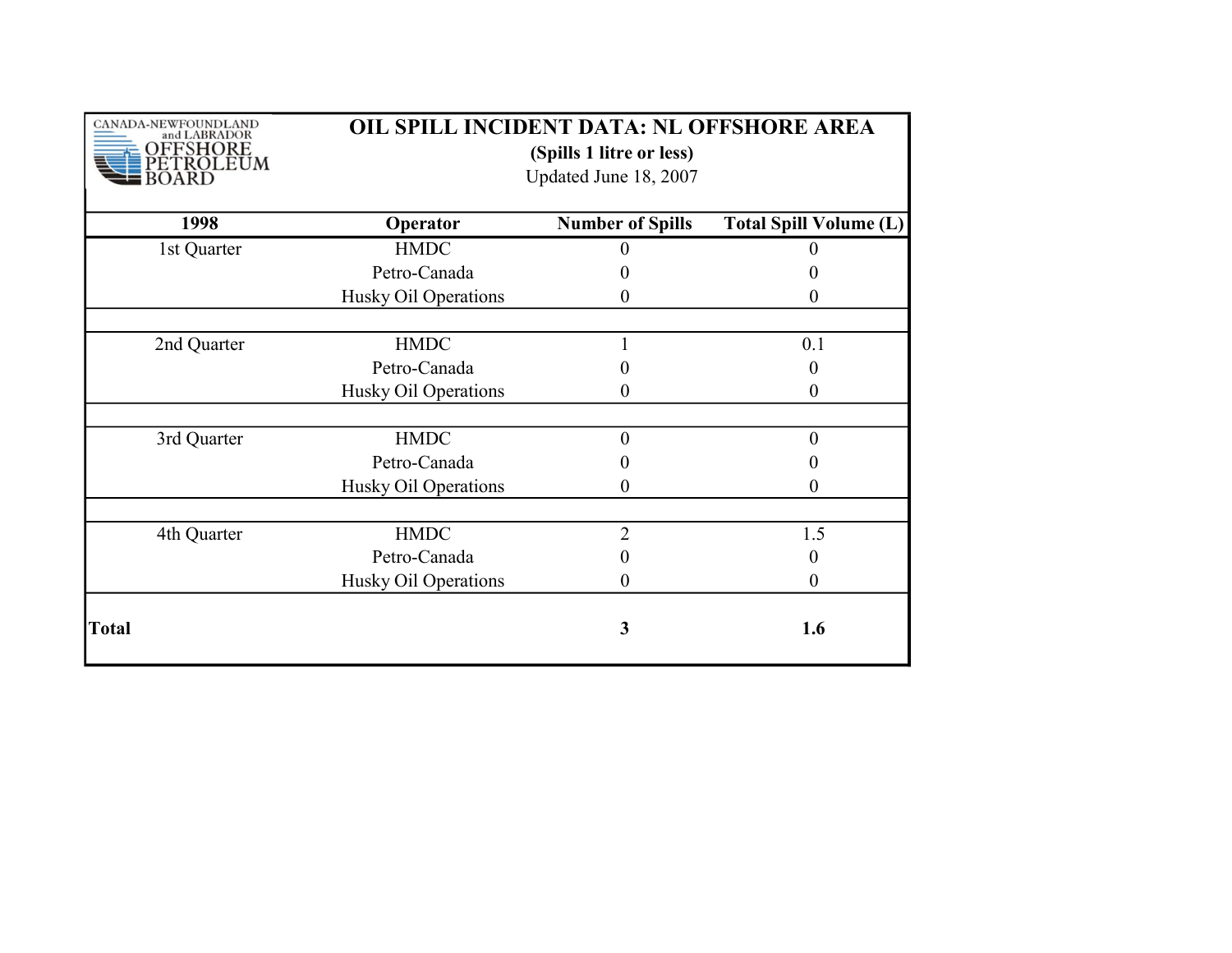CANADA-NEWFOUNDLAND and LABRADOR OFFSHORE PETROLEUM BOARD

# OIL SPILL INCIDENT DATA: NL OFFSHORE AREA

**(Spills 1 litre or less)**

Updated June 18, 2007

| 1998 | Operator | Number of Spills | Total Spill Volume (L) |
|---|---|---|---|
| 1st Quarter | HMDC | 0 | 0 |
| | Petro-Canada | 0 | 0 |
| | Husky Oil Operations | 0 | 0 |
| | | | |
| 2nd Quarter | HMDC | 1 | 0.1 |
| | Petro-Canada | 0 | 0 |
| | Husky Oil Operations | 0 | 0 |
| | | | |
| 3rd Quarter | HMDC | 0 | 0 |
| | Petro-Canada | 0 | 0 |
| | Husky Oil Operations | 0 | 0 |
| | | | |
| 4th Quarter | HMDC | 2 | 1.5 |
| | Petro-Canada | 0 | 0 |
| | Husky Oil Operations | 0 | 0 |
| **Total** | | **3** | **1.6** |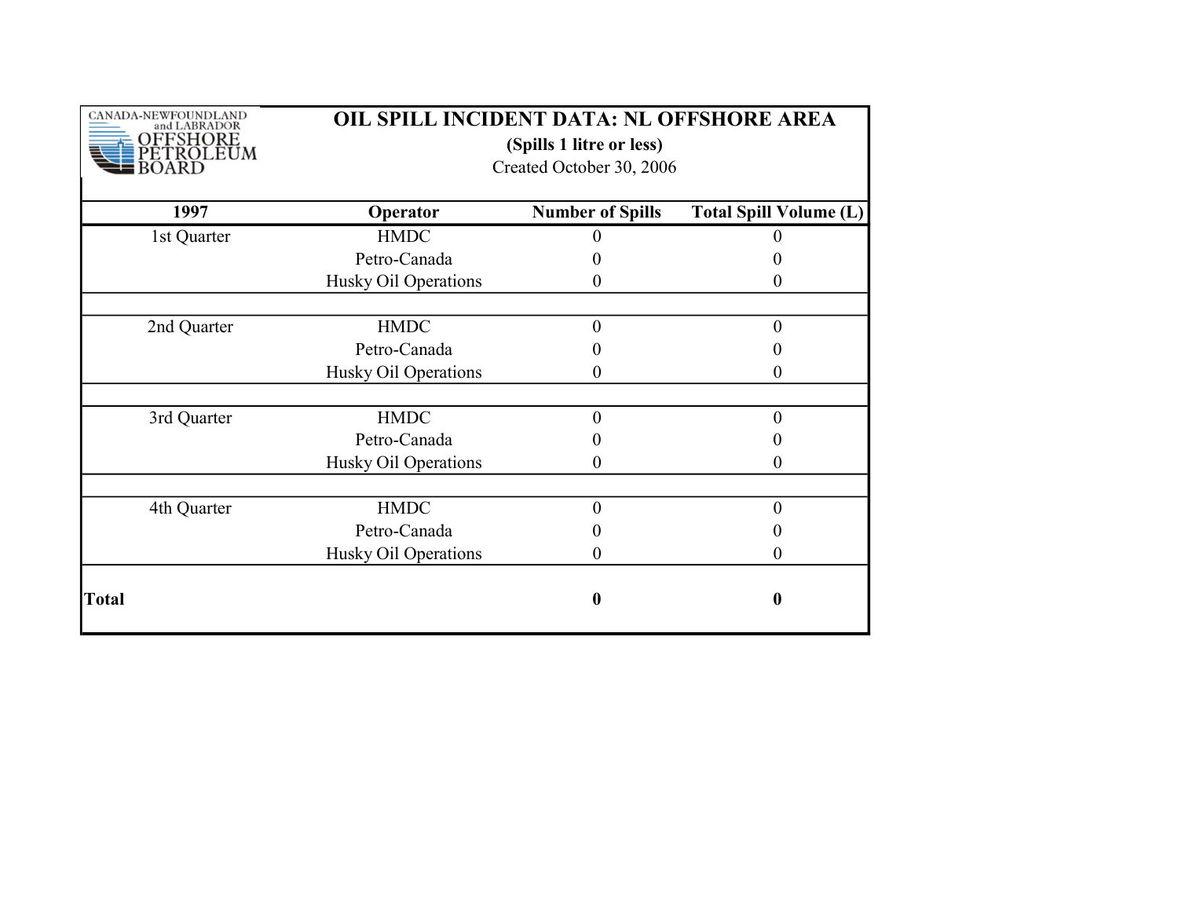CANADA-NEWFOUNDLAND and LABRADOR OFFSHORE PETROLEUM BOARD

# OIL SPILL INCIDENT DATA: NL OFFSHORE AREA

**(Spills 1 litre or less)**

Created October 30, 2006

| 1997 | Operator | Number of Spills | Total Spill Volume (L) |
|---|---|---|---|
| 1st Quarter | HMDC | 0 | 0 |
| | Petro-Canada | 0 | 0 |
| | Husky Oil Operations | 0 | 0 |
| | | | |
| 2nd Quarter | HMDC | 0 | 0 |
| | Petro-Canada | 0 | 0 |
| | Husky Oil Operations | 0 | 0 |
| | | | |
| 3rd Quarter | HMDC | 0 | 0 |
| | Petro-Canada | 0 | 0 |
| | Husky Oil Operations | 0 | 0 |
| | | | |
| 4th Quarter | HMDC | 0 | 0 |
| | Petro-Canada | 0 | 0 |
| | Husky Oil Operations | 0 | 0 |
| **Total** | | **0** | **0** |